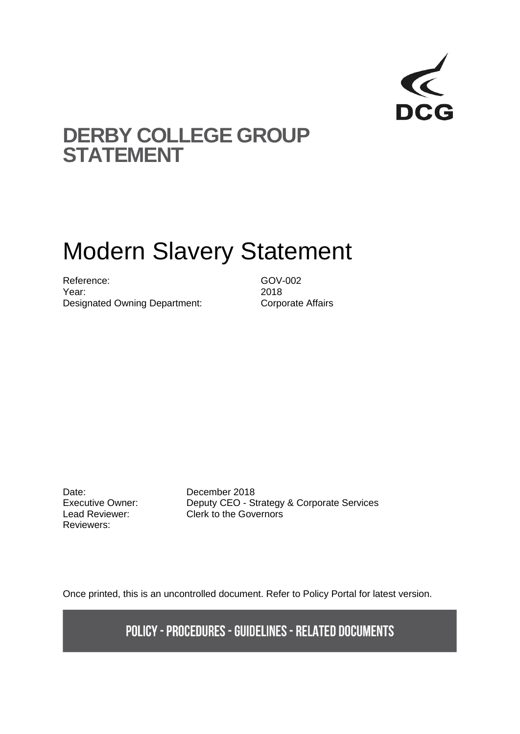DCG

# DERBY COLLEGE GROUP STATEMENT

# Modern Slavery Statement

| | |
|---|---|
| Reference: | GOV-002 |
| Year: | 2018 |
| Designated Owning Department: | Corporate Affairs |

| | |
|---|---|
| Date: | December 2018 |
| Executive Owner: | Deputy CEO - Strategy & Corporate Services |
| Lead Reviewer: | Clerk to the Governors |
| Reviewers: | |

Once printed, this is an uncontrolled document. Refer to Policy Portal for latest version.

**POLICY - PROCEDURES - GUIDELINES - RELATED DOCUMENTS**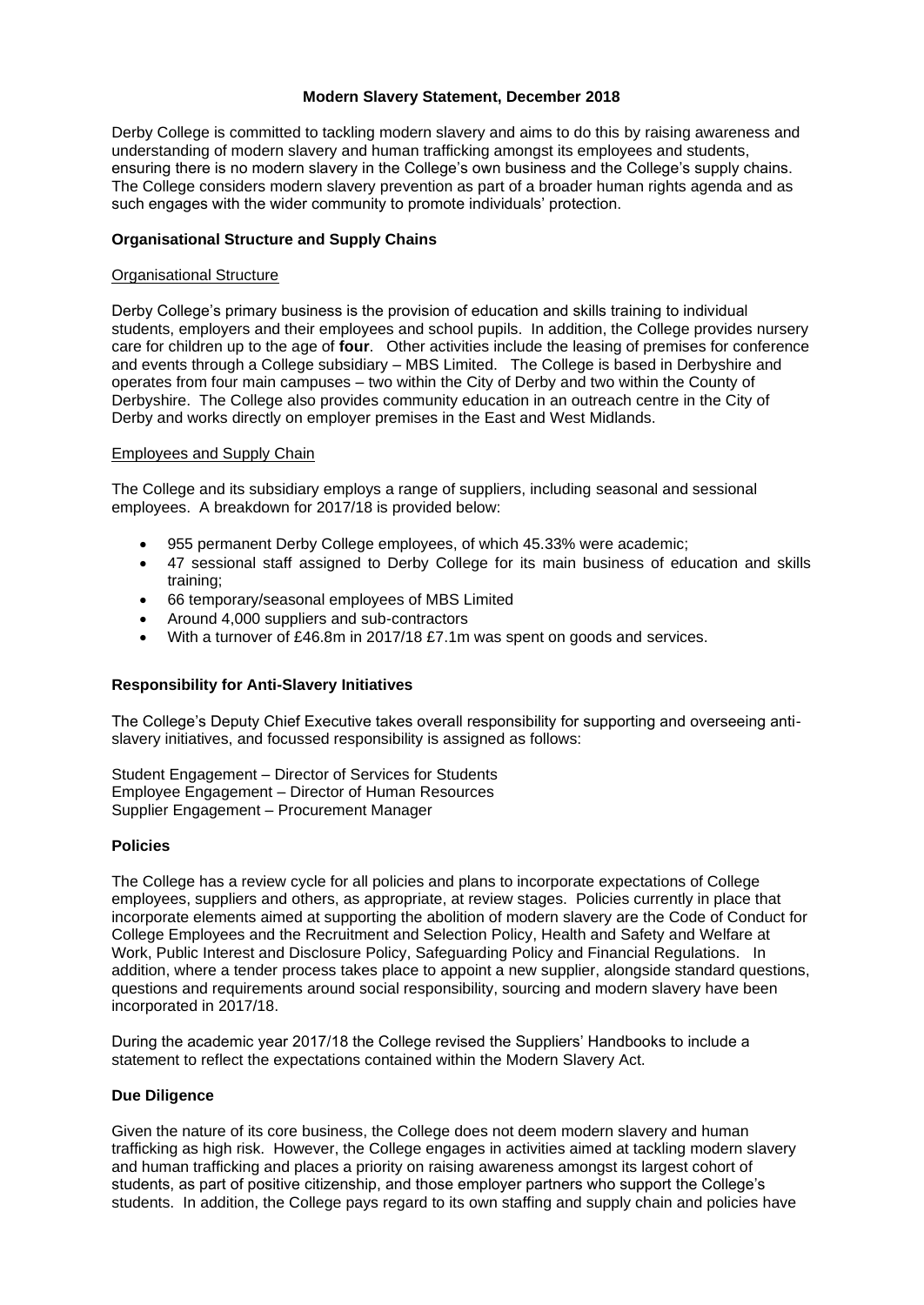**Modern Slavery Statement, December 2018**

Derby College is committed to tackling modern slavery and aims to do this by raising awareness and understanding of modern slavery and human trafficking amongst its employees and students, ensuring there is no modern slavery in the College's own business and the College's supply chains. The College considers modern slavery prevention as part of a broader human rights agenda and as such engages with the wider community to promote individuals' protection.

**Organisational Structure and Supply Chains**

Organisational Structure

Derby College's primary business is the provision of education and skills training to individual students, employers and their employees and school pupils. In addition, the College provides nursery care for children up to the age of **four**. Other activities include the leasing of premises for conference and events through a College subsidiary – MBS Limited. The College is based in Derbyshire and operates from four main campuses – two within the City of Derby and two within the County of Derbyshire. The College also provides community education in an outreach centre in the City of Derby and works directly on employer premises in the East and West Midlands.

Employees and Supply Chain

The College and its subsidiary employs a range of suppliers, including seasonal and sessional employees. A breakdown for 2017/18 is provided below:

- 955 permanent Derby College employees, of which 45.33% were academic;
- 47 sessional staff assigned to Derby College for its main business of education and skills training;
- 66 temporary/seasonal employees of MBS Limited
- Around 4,000 suppliers and sub-contractors
- With a turnover of £46.8m in 2017/18 £7.1m was spent on goods and services.

**Responsibility for Anti-Slavery Initiatives**

The College's Deputy Chief Executive takes overall responsibility for supporting and overseeing anti-slavery initiatives, and focussed responsibility is assigned as follows:

Student Engagement – Director of Services for Students
Employee Engagement – Director of Human Resources
Supplier Engagement – Procurement Manager

**Policies**

The College has a review cycle for all policies and plans to incorporate expectations of College employees, suppliers and others, as appropriate, at review stages. Policies currently in place that incorporate elements aimed at supporting the abolition of modern slavery are the Code of Conduct for College Employees and the Recruitment and Selection Policy, Health and Safety and Welfare at Work, Public Interest and Disclosure Policy, Safeguarding Policy and Financial Regulations. In addition, where a tender process takes place to appoint a new supplier, alongside standard questions, questions and requirements around social responsibility, sourcing and modern slavery have been incorporated in 2017/18.

During the academic year 2017/18 the College revised the Suppliers' Handbooks to include a statement to reflect the expectations contained within the Modern Slavery Act.

**Due Diligence**

Given the nature of its core business, the College does not deem modern slavery and human trafficking as high risk. However, the College engages in activities aimed at tackling modern slavery and human trafficking and places a priority on raising awareness amongst its largest cohort of students, as part of positive citizenship, and those employer partners who support the College's students. In addition, the College pays regard to its own staffing and supply chain and policies have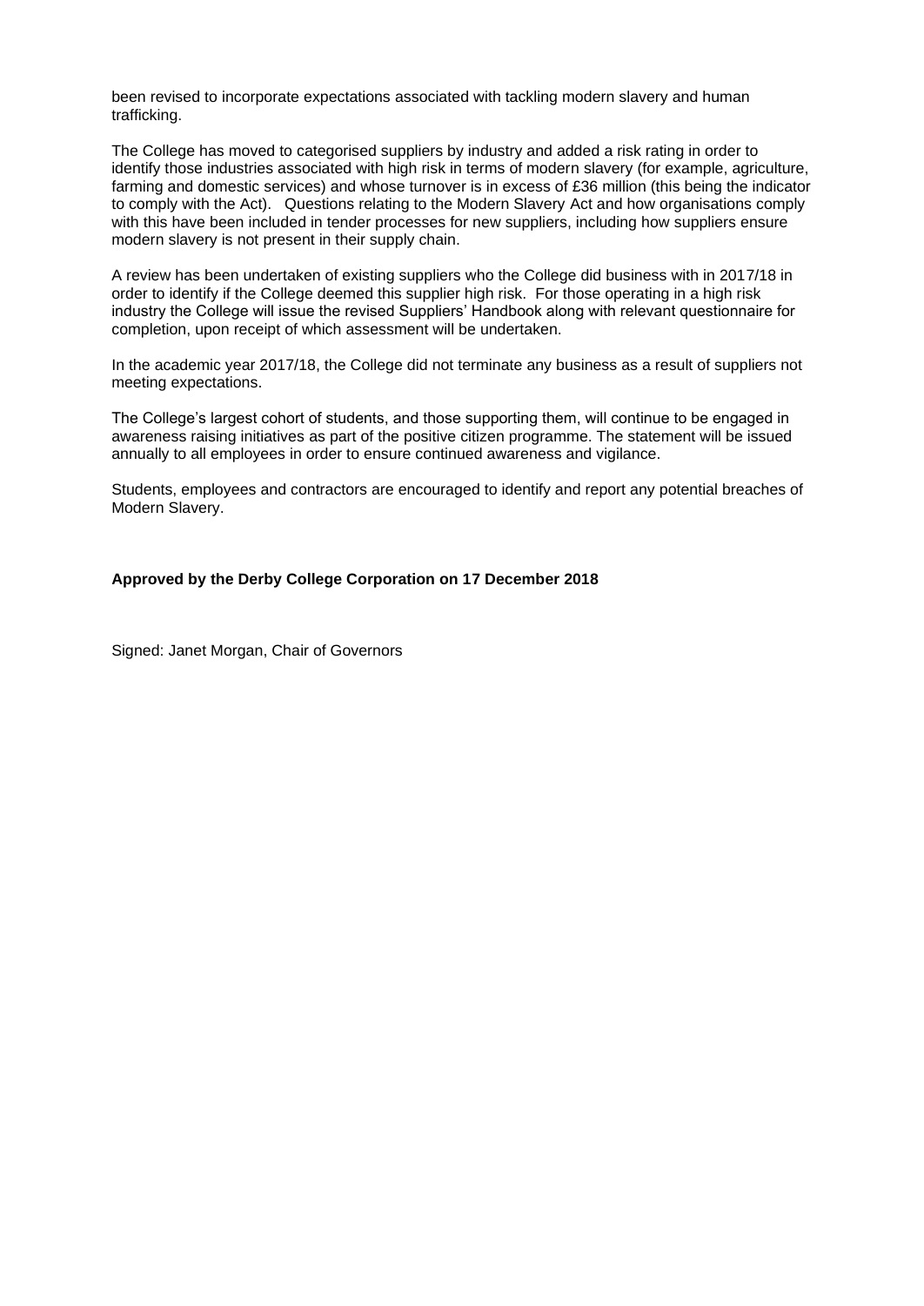been revised to incorporate expectations associated with tackling modern slavery and human trafficking.

The College has moved to categorised suppliers by industry and added a risk rating in order to identify those industries associated with high risk in terms of modern slavery (for example, agriculture, farming and domestic services) and whose turnover is in excess of £36 million (this being the indicator to comply with the Act). Questions relating to the Modern Slavery Act and how organisations comply with this have been included in tender processes for new suppliers, including how suppliers ensure modern slavery is not present in their supply chain.

A review has been undertaken of existing suppliers who the College did business with in 2017/18 in order to identify if the College deemed this supplier high risk. For those operating in a high risk industry the College will issue the revised Suppliers' Handbook along with relevant questionnaire for completion, upon receipt of which assessment will be undertaken.

In the academic year 2017/18, the College did not terminate any business as a result of suppliers not meeting expectations.

The College's largest cohort of students, and those supporting them, will continue to be engaged in awareness raising initiatives as part of the positive citizen programme. The statement will be issued annually to all employees in order to ensure continued awareness and vigilance.

Students, employees and contractors are encouraged to identify and report any potential breaches of Modern Slavery.

**Approved by the Derby College Corporation on 17 December 2018**

Signed: Janet Morgan, Chair of Governors